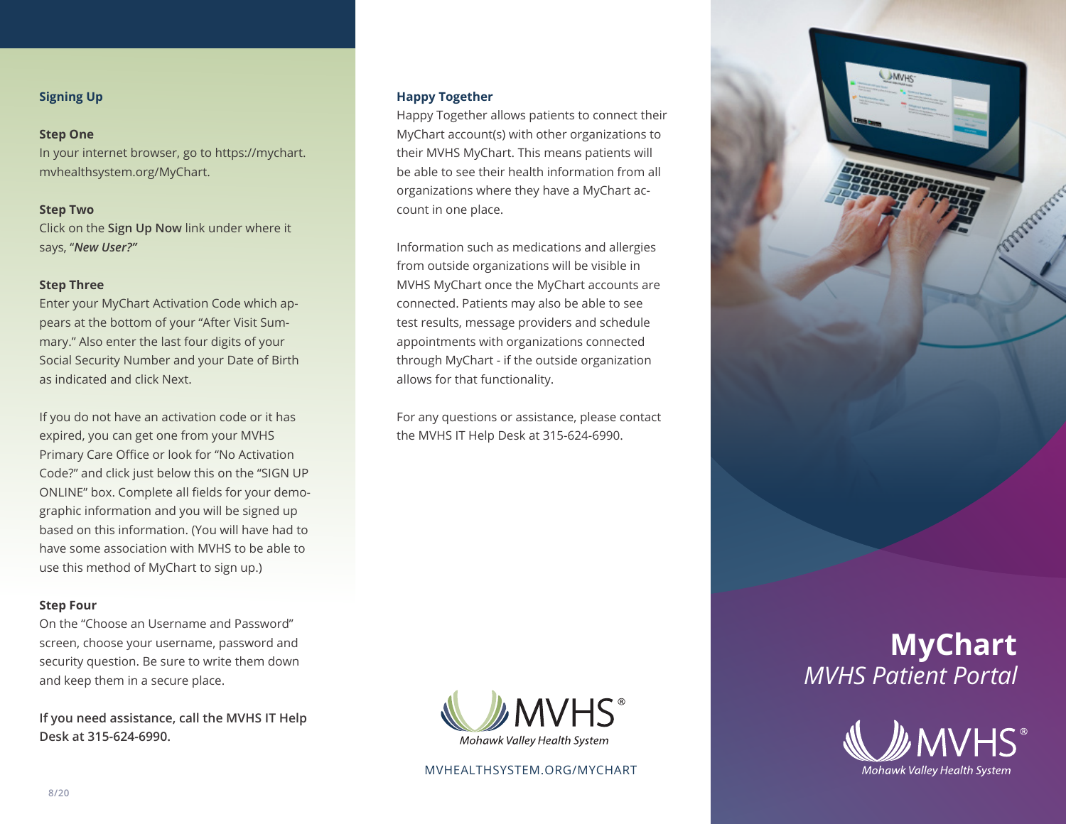## Signing Up

**Step One**

In your internet browser, go to https://mychart.mvhealthsystem.org/MyChart.

**Step Two**

Click on the **Sign Up Now** link under where it says, "***New User?"***

**Step Three**

Enter your MyChart Activation Code which appears at the bottom of your "After Visit Summary." Also enter the last four digits of your Social Security Number and your Date of Birth as indicated and click Next.

If you do not have an activation code or it has expired, you can get one from your MVHS Primary Care Office or look for "No Activation Code?" and click just below this on the "SIGN UP ONLINE" box. Complete all fields for your demographic information and you will be signed up based on this information. (You will have had to have some association with MVHS to be able to use this method of MyChart to sign up.)

**Step Four**

On the "Choose an Username and Password" screen, choose your username, password and security question. Be sure to write them down and keep them in a secure place.

**If you need assistance, call the MVHS IT Help Desk at 315-624-6990.**

8/20

## Happy Together

Happy Together allows patients to connect their MyChart account(s) with other organizations to their MVHS MyChart. This means patients will be able to see their health information from all organizations where they have a MyChart account in one place.

Information such as medications and allergies from outside organizations will be visible in MVHS MyChart once the MyChart accounts are connected. Patients may also be able to see test results, message providers and schedule appointments with organizations connected through MyChart - if the outside organization allows for that functionality.

For any questions or assistance, please contact the MVHS IT Help Desk at 315-624-6990.

MVHS®

*Mohawk Valley Health System*

MVHEALTHSYSTEM.ORG/MYCHART

# MyChart

*MVHS Patient Portal*

MVHS®

*Mohawk Valley Health System*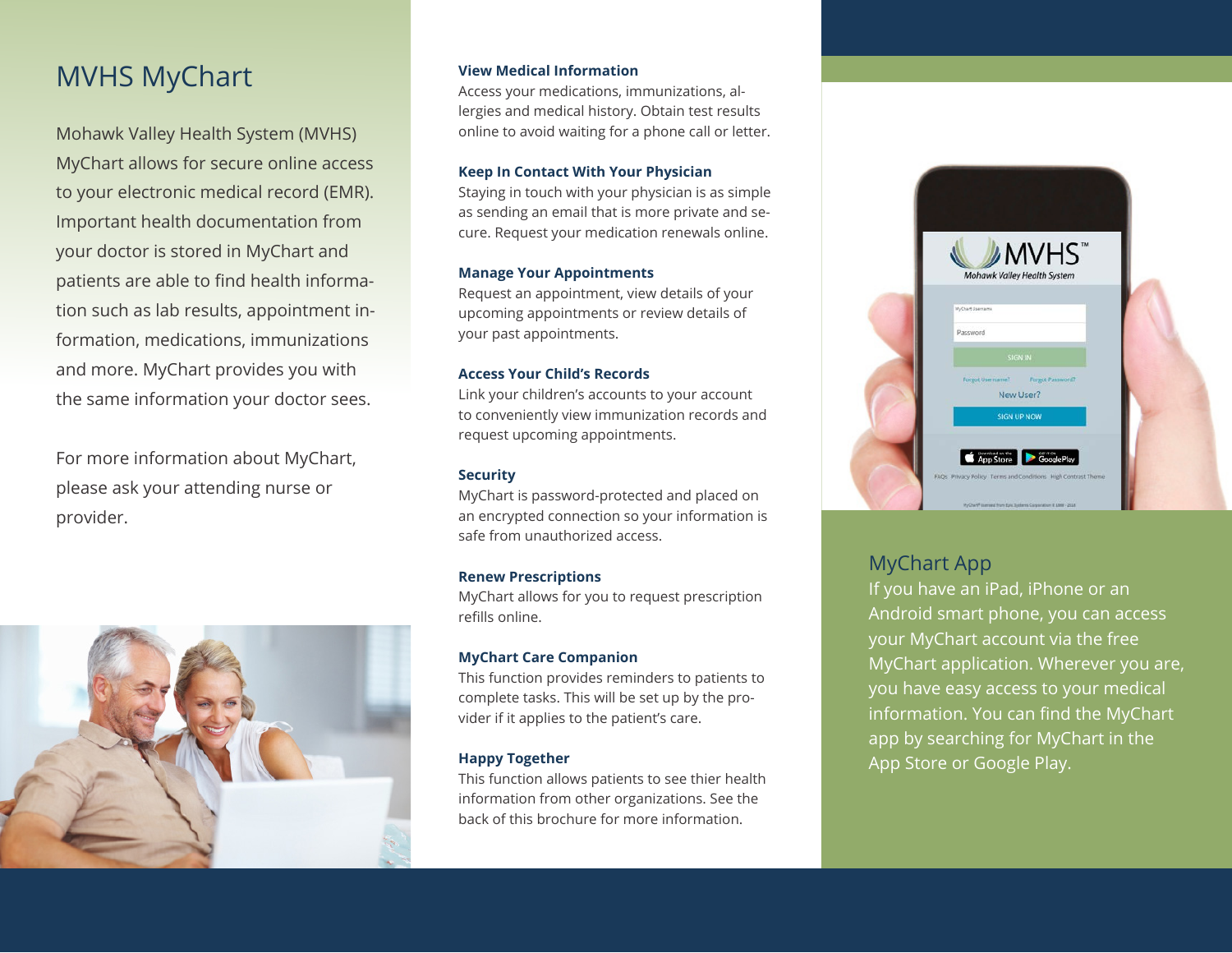# MVHS MyChart

Mohawk Valley Health System (MVHS) MyChart allows for secure online access to your electronic medical record (EMR). Important health documentation from your doctor is stored in MyChart and patients are able to find health information such as lab results, appointment information, medications, immunizations and more. MyChart provides you with the same information your doctor sees.

For more information about MyChart, please ask your attending nurse or provider.

**View Medical Information**
Access your medications, immunizations, allergies and medical history. Obtain test results online to avoid waiting for a phone call or letter.

**Keep In Contact With Your Physician**
Staying in touch with your physician is as simple as sending an email that is more private and secure. Request your medication renewals online.

**Manage Your Appointments**
Request an appointment, view details of your upcoming appointments or review details of your past appointments.

**Access Your Child's Records**
Link your children's accounts to your account to conveniently view immunization records and request upcoming appointments.

**Security**
MyChart is password-protected and placed on an encrypted connection so your information is safe from unauthorized access.

**Renew Prescriptions**
MyChart allows for you to request prescription refills online.

**MyChart Care Companion**
This function provides reminders to patients to complete tasks. This will be set up by the provider if it applies to the patient's care.

**Happy Together**
This function allows patients to see thier health information from other organizations. See the back of this brochure for more information.

## MyChart App

If you have an iPad, iPhone or an Android smart phone, you can access your MyChart account via the free MyChart application. Wherever you are, you have easy access to your medical information. You can find the MyChart app by searching for MyChart in the App Store or Google Play.